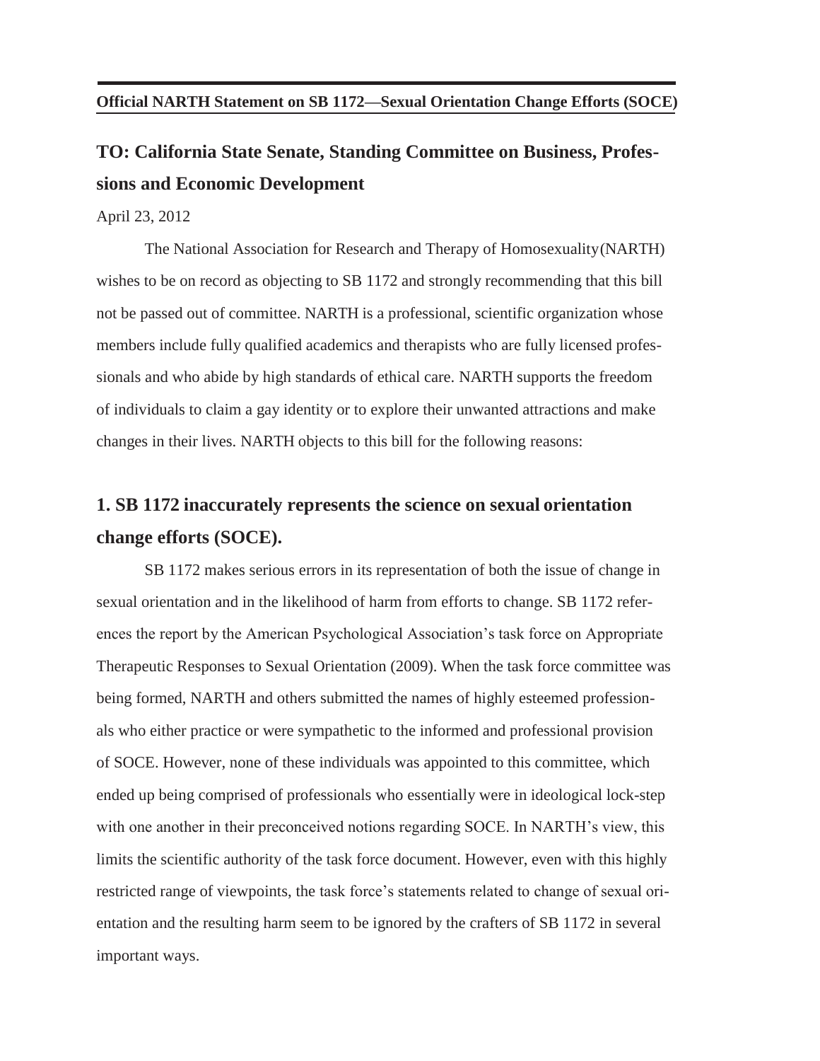**Official NARTH Statement on SB 1172—Sexual Orientation Change Efforts (SOCE)**

## TO: California State Senate, Standing Committee on Business, Professions and Economic Development

April 23, 2012

The National Association for Research and Therapy of Homosexuality (NARTH) wishes to be on record as objecting to SB 1172 and strongly recommending that this bill not be passed out of committee. NARTH is a professional, scientific organization whose members include fully qualified academics and therapists who are fully licensed professionals and who abide by high standards of ethical care. NARTH supports the freedom of individuals to claim a gay identity or to explore their unwanted attractions and make changes in their lives. NARTH objects to this bill for the following reasons:

## 1. SB 1172 inaccurately represents the science on sexual orientation change efforts (SOCE).

SB 1172 makes serious errors in its representation of both the issue of change in sexual orientation and in the likelihood of harm from efforts to change. SB 1172 references the report by the American Psychological Association's task force on Appropriate Therapeutic Responses to Sexual Orientation (2009). When the task force committee was being formed, NARTH and others submitted the names of highly esteemed professionals who either practice or were sympathetic to the informed and professional provision of SOCE. However, none of these individuals was appointed to this committee, which ended up being comprised of professionals who essentially were in ideological lock-step with one another in their preconceived notions regarding SOCE. In NARTH's view, this limits the scientific authority of the task force document. However, even with this highly restricted range of viewpoints, the task force's statements related to change of sexual orientation and the resulting harm seem to be ignored by the crafters of SB 1172 in several important ways.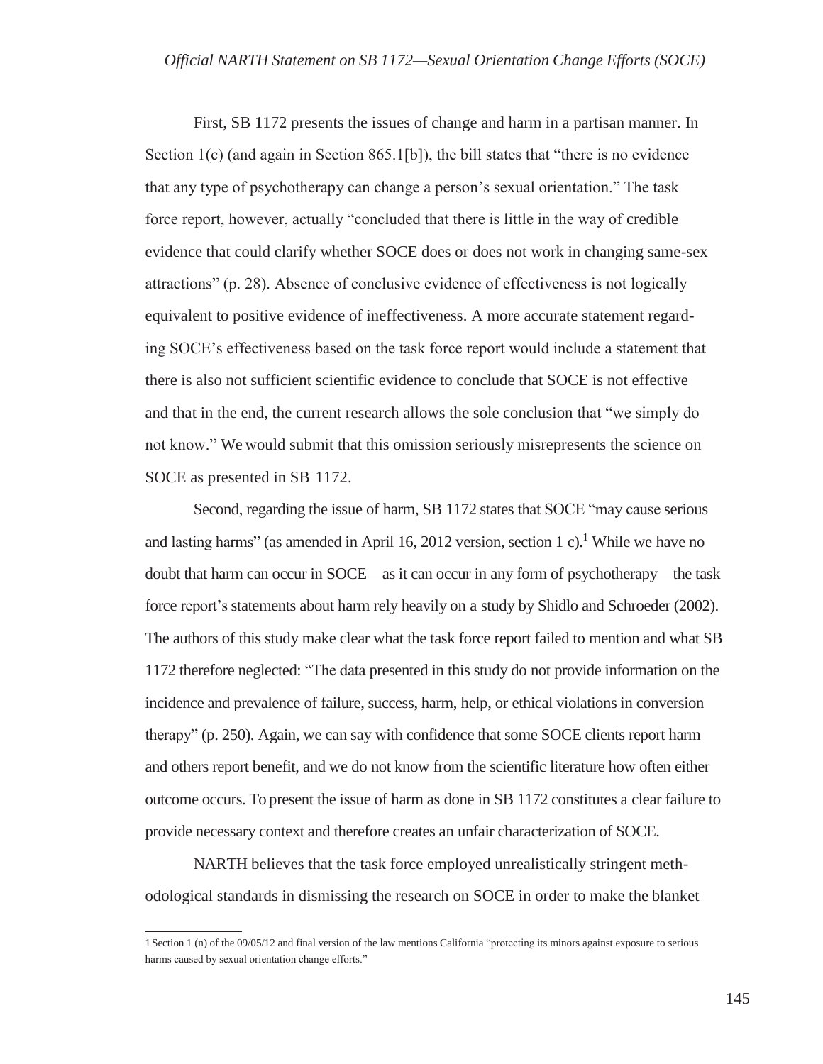First, SB 1172 presents the issues of change and harm in a partisan manner. In Section 1(c) (and again in Section 865.1[b]), the bill states that "there is no evidence that any type of psychotherapy can change a person's sexual orientation." The task force report, however, actually "concluded that there is little in the way of credible evidence that could clarify whether SOCE does or does not work in changing same-sex attractions" (p. 28). Absence of conclusive evidence of effectiveness is not logically equivalent to positive evidence of ineffectiveness. A more accurate statement regarding SOCE's effectiveness based on the task force report would include a statement that there is also not sufficient scientific evidence to conclude that SOCE is not effective and that in the end, the current research allows the sole conclusion that "we simply do not know." We would submit that this omission seriously misrepresents the science on SOCE as presented in SB 1172.

Second, regarding the issue of harm, SB 1172 states that SOCE "may cause serious and lasting harms" (as amended in April 16, 2012 version, section 1 c).[1] While we have no doubt that harm can occur in SOCE—as it can occur in any form of psychotherapy—the task force report's statements about harm rely heavily on a study by Shidlo and Schroeder (2002). The authors of this study make clear what the task force report failed to mention and what SB 1172 therefore neglected: "The data presented in this study do not provide information on the incidence and prevalence of failure, success, harm, help, or ethical violations in conversion therapy" (p. 250). Again, we can say with confidence that some SOCE clients report harm and others report benefit, and we do not know from the scientific literature how often either outcome occurs. To present the issue of harm as done in SB 1172 constitutes a clear failure to provide necessary context and therefore creates an unfair characterization of SOCE.

NARTH believes that the task force employed unrealistically stringent methodological standards in dismissing the research on SOCE in order to make the blanket

---

1 Section 1 (n) of the 09/05/12 and final version of the law mentions California "protecting its minors against exposure to serious harms caused by sexual orientation change efforts."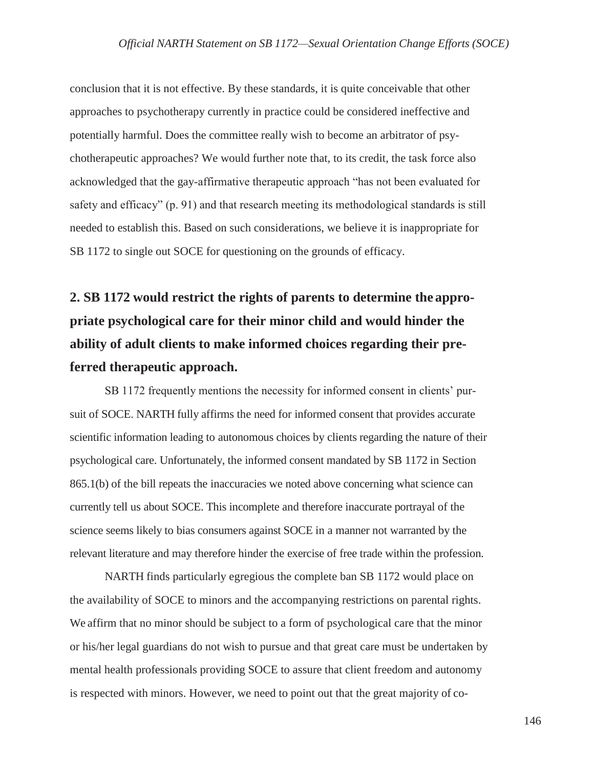conclusion that it is not effective. By these standards, it is quite conceivable that other approaches to psychotherapy currently in practice could be considered ineffective and potentially harmful. Does the committee really wish to become an arbitrator of psychotherapeutic approaches? We would further note that, to its credit, the task force also acknowledged that the gay-affirmative therapeutic approach "has not been evaluated for safety and efficacy" (p. 91) and that research meeting its methodological standards is still needed to establish this. Based on such considerations, we believe it is inappropriate for SB 1172 to single out SOCE for questioning on the grounds of efficacy.

## 2. SB 1172 would restrict the rights of parents to determine the appropriate psychological care for their minor child and would hinder the ability of adult clients to make informed choices regarding their preferred therapeutic approach.

SB 1172 frequently mentions the necessity for informed consent in clients' pursuit of SOCE. NARTH fully affirms the need for informed consent that provides accurate scientific information leading to autonomous choices by clients regarding the nature of their psychological care. Unfortunately, the informed consent mandated by SB 1172 in Section 865.1(b) of the bill repeats the inaccuracies we noted above concerning what science can currently tell us about SOCE. This incomplete and therefore inaccurate portrayal of the science seems likely to bias consumers against SOCE in a manner not warranted by the relevant literature and may therefore hinder the exercise of free trade within the profession.

NARTH finds particularly egregious the complete ban SB 1172 would place on the availability of SOCE to minors and the accompanying restrictions on parental rights. We affirm that no minor should be subject to a form of psychological care that the minor or his/her legal guardians do not wish to pursue and that great care must be undertaken by mental health professionals providing SOCE to assure that client freedom and autonomy is respected with minors. However, we need to point out that the great majority of co-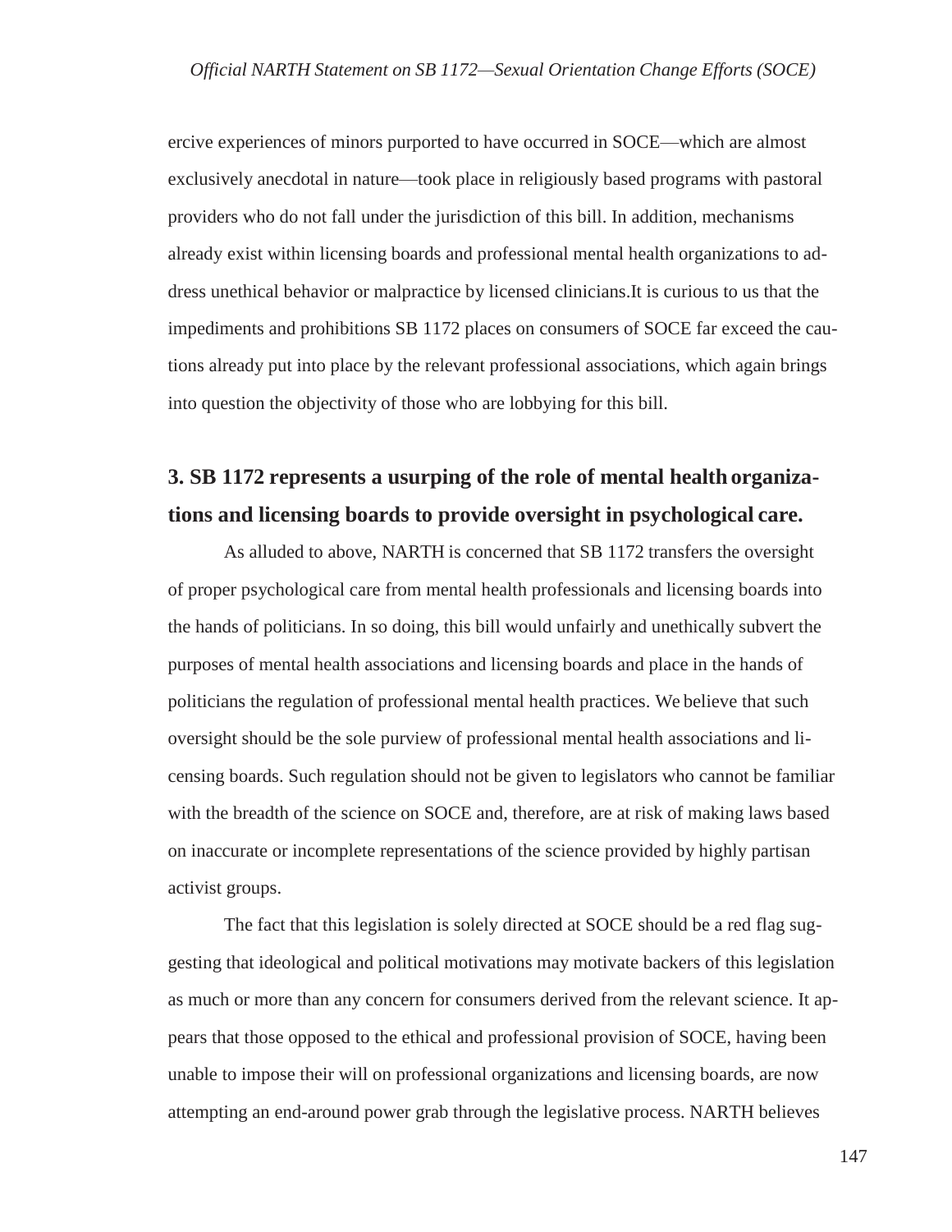ercive experiences of minors purported to have occurred in SOCE—which are almost exclusively anecdotal in nature—took place in religiously based programs with pastoral providers who do not fall under the jurisdiction of this bill. In addition, mechanisms already exist within licensing boards and professional mental health organizations to address unethical behavior or malpractice by licensed clinicians.It is curious to us that the impediments and prohibitions SB 1172 places on consumers of SOCE far exceed the cautions already put into place by the relevant professional associations, which again brings into question the objectivity of those who are lobbying for this bill.

## 3. SB 1172 represents a usurping of the role of mental health organizations and licensing boards to provide oversight in psychological care.

As alluded to above, NARTH is concerned that SB 1172 transfers the oversight of proper psychological care from mental health professionals and licensing boards into the hands of politicians. In so doing, this bill would unfairly and unethically subvert the purposes of mental health associations and licensing boards and place in the hands of politicians the regulation of professional mental health practices. We believe that such oversight should be the sole purview of professional mental health associations and licensing boards. Such regulation should not be given to legislators who cannot be familiar with the breadth of the science on SOCE and, therefore, are at risk of making laws based on inaccurate or incomplete representations of the science provided by highly partisan activist groups.

The fact that this legislation is solely directed at SOCE should be a red flag suggesting that ideological and political motivations may motivate backers of this legislation as much or more than any concern for consumers derived from the relevant science. It appears that those opposed to the ethical and professional provision of SOCE, having been unable to impose their will on professional organizations and licensing boards, are now attempting an end-around power grab through the legislative process. NARTH believes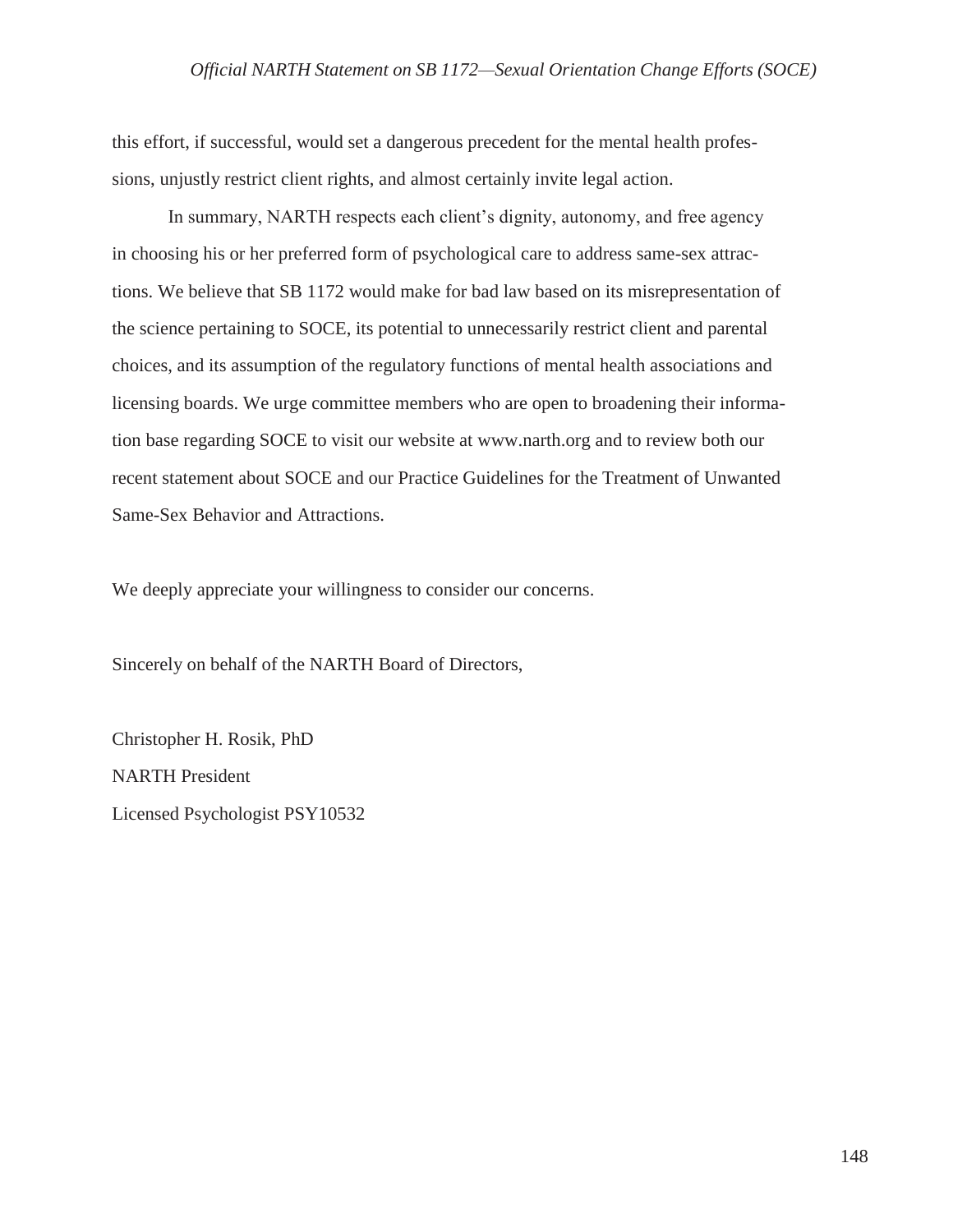this effort, if successful, would set a dangerous precedent for the mental health professions, unjustly restrict client rights, and almost certainly invite legal action.

In summary, NARTH respects each client's dignity, autonomy, and free agency in choosing his or her preferred form of psychological care to address same-sex attractions. We believe that SB 1172 would make for bad law based on its misrepresentation of the science pertaining to SOCE, its potential to unnecessarily restrict client and parental choices, and its assumption of the regulatory functions of mental health associations and licensing boards. We urge committee members who are open to broadening their information base regarding SOCE to visit our website at www.narth.org and to review both our recent statement about SOCE and our Practice Guidelines for the Treatment of Unwanted Same-Sex Behavior and Attractions.

We deeply appreciate your willingness to consider our concerns.

Sincerely on behalf of the NARTH Board of Directors,

Christopher H. Rosik, PhD
NARTH President
Licensed Psychologist PSY10532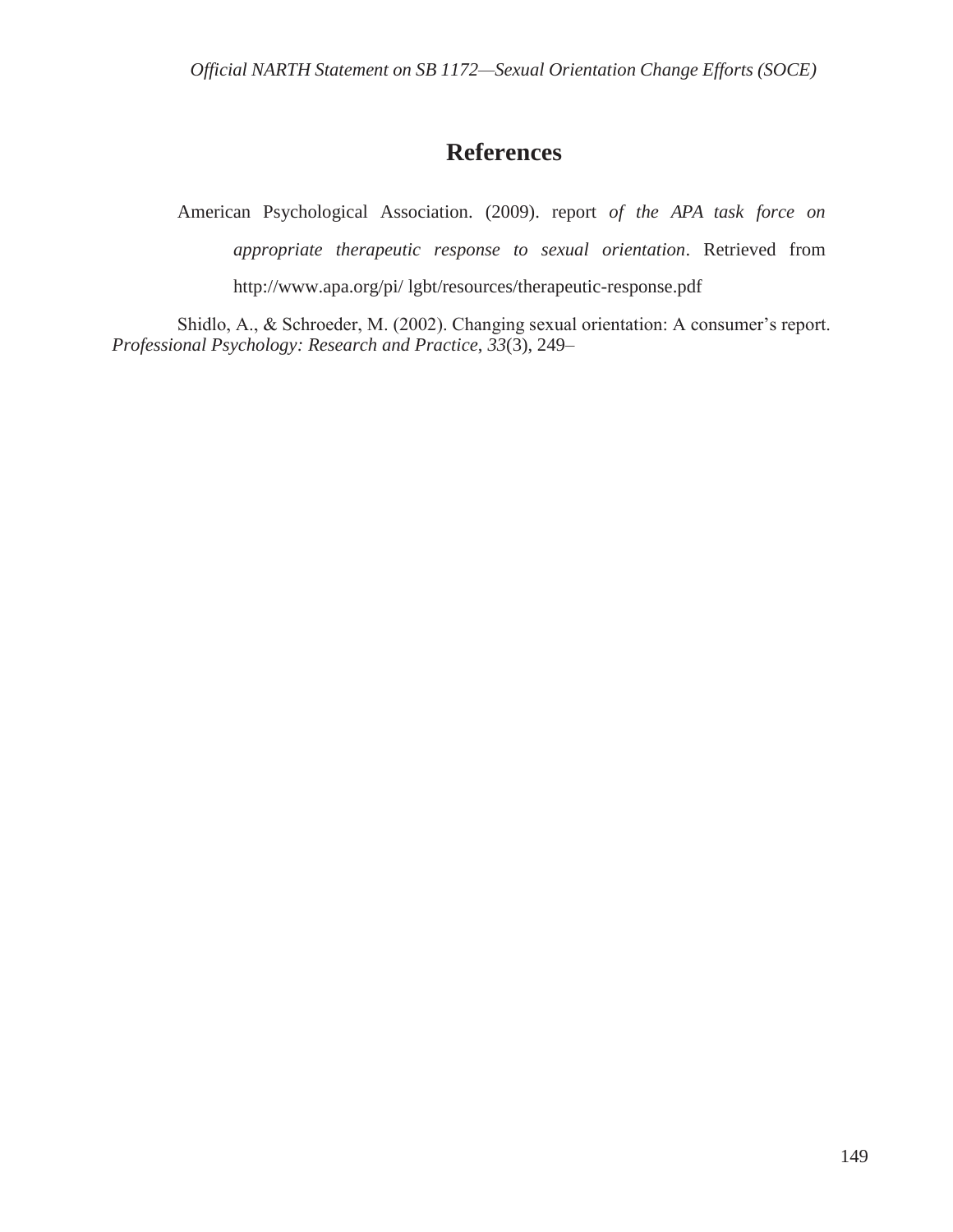# References

American Psychological Association. (2009). report *of the APA task force on appropriate therapeutic response to sexual orientation*. Retrieved from http://www.apa.org/pi/ lgbt/resources/therapeutic-response.pdf

Shidlo, A., & Schroeder, M. (2002). Changing sexual orientation: A consumer's report. *Professional Psychology: Research and Practice*, *33*(3), 249–